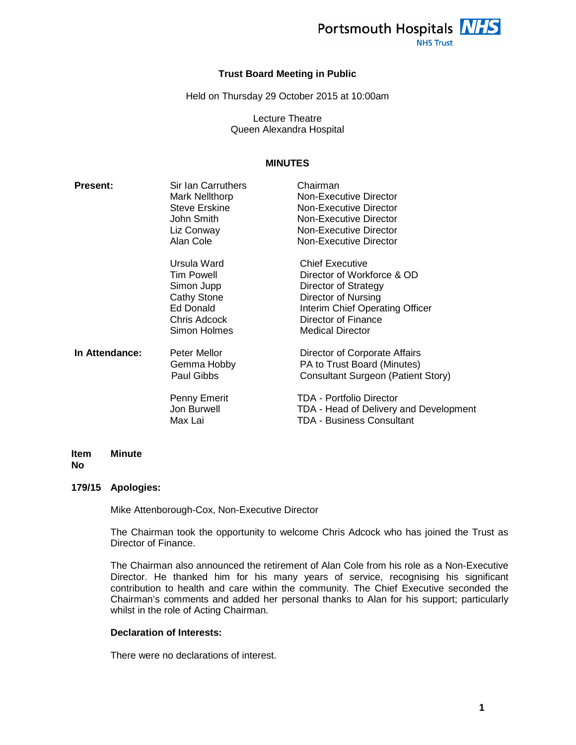Portsmouth Hospitals NHS Trust

# Trust Board Meeting in Public

Held on Thursday 29 October 2015 at 10:00am

Lecture Theatre
Queen Alexandra Hospital

## MINUTES

| | | |
|---|---|---|
| **Present:** | Sir Ian Carruthers | Chairman |
| | Mark Nellthorp | Non-Executive Director |
| | Steve Erskine | Non-Executive Director |
| | John Smith | Non-Executive Director |
| | Liz Conway | Non-Executive Director |
| | Alan Cole | Non-Executive Director |
| | | |
| | Ursula Ward | Chief Executive |
| | Tim Powell | Director of Workforce & OD |
| | Simon Jupp | Director of Strategy |
| | Cathy Stone | Director of Nursing |
| | Ed Donald | Interim Chief Operating Officer |
| | Chris Adcock | Director of Finance |
| | Simon Holmes | Medical Director |
| **In Attendance:** | Peter Mellor | Director of Corporate Affairs |
| | Gemma Hobby | PA to Trust Board (Minutes) |
| | Paul Gibbs | Consultant Surgeon (Patient Story) |
| | | |
| | Penny Emerit | TDA - Portfolio Director |
| | Jon Burwell | TDA - Head of Delivery and Development |
| | Max Lai | TDA - Business Consultant |

| Item No | Minute |
|---|---|

**179/15 Apologies:**

Mike Attenborough-Cox, Non-Executive Director

The Chairman took the opportunity to welcome Chris Adcock who has joined the Trust as Director of Finance.

The Chairman also announced the retirement of Alan Cole from his role as a Non-Executive Director. He thanked him for his many years of service, recognising his significant contribution to health and care within the community. The Chief Executive seconded the Chairman's comments and added her personal thanks to Alan for his support; particularly whilst in the role of Acting Chairman.

**Declaration of Interests:**

There were no declarations of interest.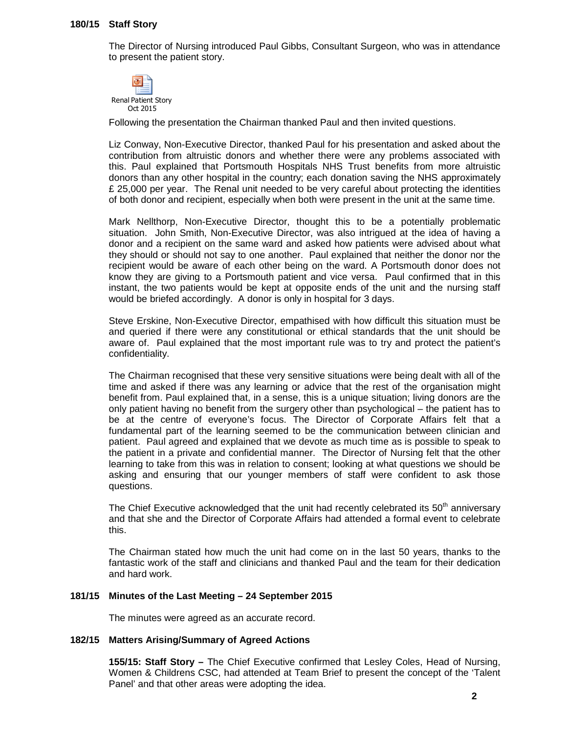### 180/15 Staff Story

The Director of Nursing introduced Paul Gibbs, Consultant Surgeon, who was in attendance to present the patient story.

Renal Patient Story Oct 2015

Following the presentation the Chairman thanked Paul and then invited questions.

Liz Conway, Non-Executive Director, thanked Paul for his presentation and asked about the contribution from altruistic donors and whether there were any problems associated with this. Paul explained that Portsmouth Hospitals NHS Trust benefits from more altruistic donors than any other hospital in the country; each donation saving the NHS approximately £ 25,000 per year. The Renal unit needed to be very careful about protecting the identities of both donor and recipient, especially when both were present in the unit at the same time.

Mark Nellthorp, Non-Executive Director, thought this to be a potentially problematic situation. John Smith, Non-Executive Director, was also intrigued at the idea of having a donor and a recipient on the same ward and asked how patients were advised about what they should or should not say to one another. Paul explained that neither the donor nor the recipient would be aware of each other being on the ward. A Portsmouth donor does not know they are giving to a Portsmouth patient and vice versa. Paul confirmed that in this instant, the two patients would be kept at opposite ends of the unit and the nursing staff would be briefed accordingly. A donor is only in hospital for 3 days.

Steve Erskine, Non-Executive Director, empathised with how difficult this situation must be and queried if there were any constitutional or ethical standards that the unit should be aware of. Paul explained that the most important rule was to try and protect the patient's confidentiality.

The Chairman recognised that these very sensitive situations were being dealt with all of the time and asked if there was any learning or advice that the rest of the organisation might benefit from. Paul explained that, in a sense, this is a unique situation; living donors are the only patient having no benefit from the surgery other than psychological – the patient has to be at the centre of everyone's focus. The Director of Corporate Affairs felt that a fundamental part of the learning seemed to be the communication between clinician and patient. Paul agreed and explained that we devote as much time as is possible to speak to the patient in a private and confidential manner. The Director of Nursing felt that the other learning to take from this was in relation to consent; looking at what questions we should be asking and ensuring that our younger members of staff were confident to ask those questions.

The Chief Executive acknowledged that the unit had recently celebrated its 50th anniversary and that she and the Director of Corporate Affairs had attended a formal event to celebrate this.

The Chairman stated how much the unit had come on in the last 50 years, thanks to the fantastic work of the staff and clinicians and thanked Paul and the team for their dedication and hard work.

### 181/15 Minutes of the Last Meeting – 24 September 2015

The minutes were agreed as an accurate record.

### 182/15 Matters Arising/Summary of Agreed Actions

**155/15: Staff Story –** The Chief Executive confirmed that Lesley Coles, Head of Nursing, Women & Childrens CSC, had attended at Team Brief to present the concept of the 'Talent Panel' and that other areas were adopting the idea.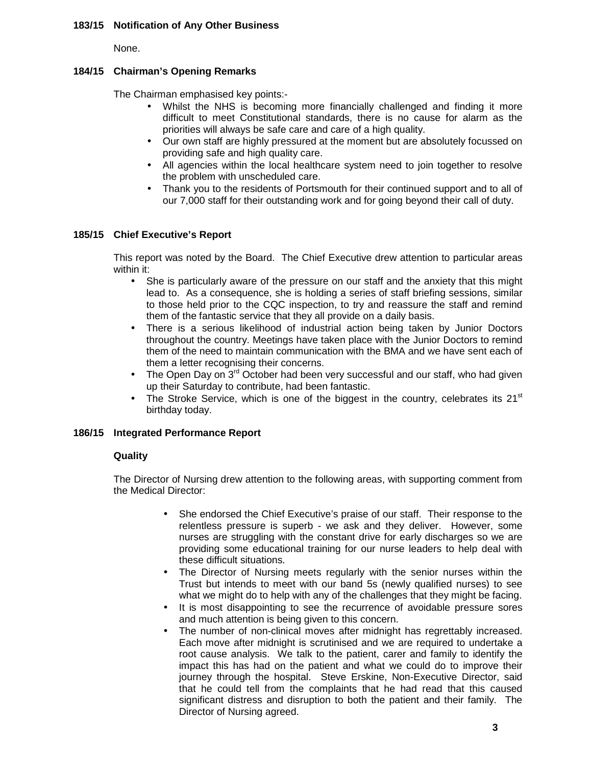**183/15 Notification of Any Other Business**

None.

**184/15 Chairman's Opening Remarks**

The Chairman emphasised key points:-

- Whilst the NHS is becoming more financially challenged and finding it more difficult to meet Constitutional standards, there is no cause for alarm as the priorities will always be safe care and care of a high quality.
- Our own staff are highly pressured at the moment but are absolutely focussed on providing safe and high quality care.
- All agencies within the local healthcare system need to join together to resolve the problem with unscheduled care.
- Thank you to the residents of Portsmouth for their continued support and to all of our 7,000 staff for their outstanding work and for going beyond their call of duty.

**185/15 Chief Executive's Report**

This report was noted by the Board. The Chief Executive drew attention to particular areas within it:

- She is particularly aware of the pressure on our staff and the anxiety that this might lead to. As a consequence, she is holding a series of staff briefing sessions, similar to those held prior to the CQC inspection, to try and reassure the staff and remind them of the fantastic service that they all provide on a daily basis.
- There is a serious likelihood of industrial action being taken by Junior Doctors throughout the country. Meetings have taken place with the Junior Doctors to remind them of the need to maintain communication with the BMA and we have sent each of them a letter recognising their concerns.
- The Open Day on 3rd October had been very successful and our staff, who had given up their Saturday to contribute, had been fantastic.
- The Stroke Service, which is one of the biggest in the country, celebrates its 21st birthday today.

**186/15 Integrated Performance Report**

**Quality**

The Director of Nursing drew attention to the following areas, with supporting comment from the Medical Director:

- She endorsed the Chief Executive's praise of our staff. Their response to the relentless pressure is superb - we ask and they deliver. However, some nurses are struggling with the constant drive for early discharges so we are providing some educational training for our nurse leaders to help deal with these difficult situations.
- The Director of Nursing meets regularly with the senior nurses within the Trust but intends to meet with our band 5s (newly qualified nurses) to see what we might do to help with any of the challenges that they might be facing.
- It is most disappointing to see the recurrence of avoidable pressure sores and much attention is being given to this concern.
- The number of non-clinical moves after midnight has regrettably increased. Each move after midnight is scrutinised and we are required to undertake a root cause analysis. We talk to the patient, carer and family to identify the impact this has had on the patient and what we could do to improve their journey through the hospital. Steve Erskine, Non-Executive Director, said that he could tell from the complaints that he had read that this caused significant distress and disruption to both the patient and their family. The Director of Nursing agreed.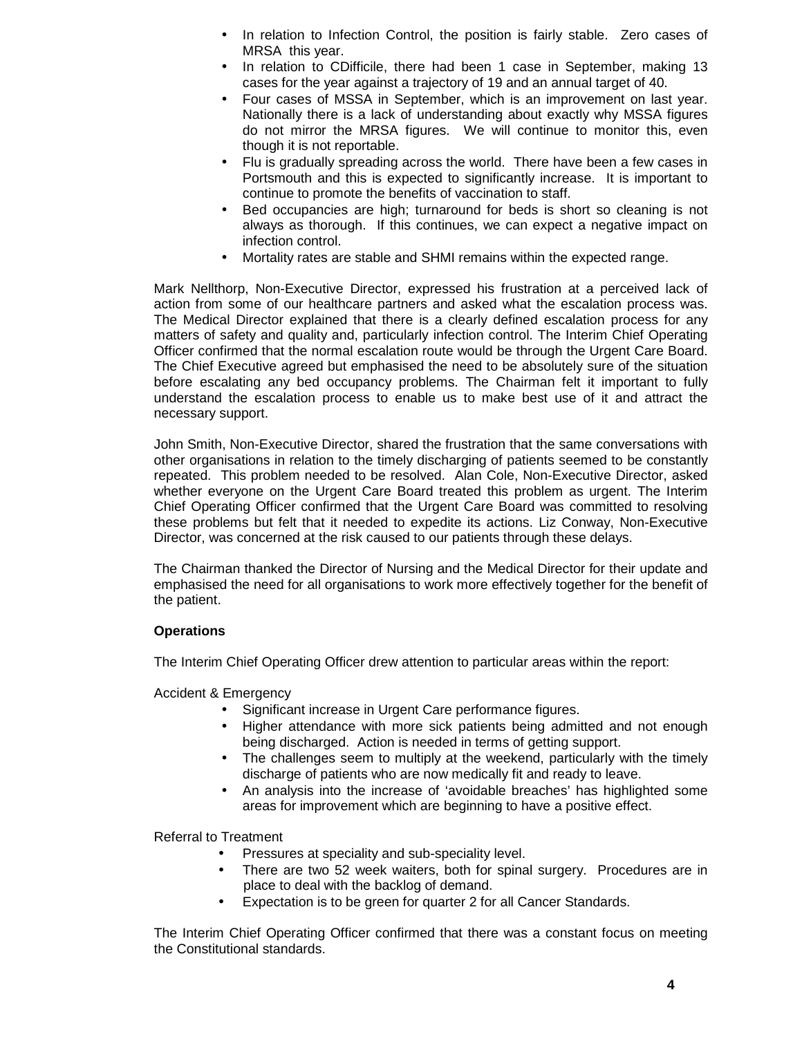- In relation to Infection Control, the position is fairly stable. Zero cases of MRSA this year.
- In relation to CDifficile, there had been 1 case in September, making 13 cases for the year against a trajectory of 19 and an annual target of 40.
- Four cases of MSSA in September, which is an improvement on last year. Nationally there is a lack of understanding about exactly why MSSA figures do not mirror the MRSA figures. We will continue to monitor this, even though it is not reportable.
- Flu is gradually spreading across the world. There have been a few cases in Portsmouth and this is expected to significantly increase. It is important to continue to promote the benefits of vaccination to staff.
- Bed occupancies are high; turnaround for beds is short so cleaning is not always as thorough. If this continues, we can expect a negative impact on infection control.
- Mortality rates are stable and SHMI remains within the expected range.

Mark Nellthorp, Non-Executive Director, expressed his frustration at a perceived lack of action from some of our healthcare partners and asked what the escalation process was. The Medical Director explained that there is a clearly defined escalation process for any matters of safety and quality and, particularly infection control. The Interim Chief Operating Officer confirmed that the normal escalation route would be through the Urgent Care Board. The Chief Executive agreed but emphasised the need to be absolutely sure of the situation before escalating any bed occupancy problems. The Chairman felt it important to fully understand the escalation process to enable us to make best use of it and attract the necessary support.

John Smith, Non-Executive Director, shared the frustration that the same conversations with other organisations in relation to the timely discharging of patients seemed to be constantly repeated. This problem needed to be resolved. Alan Cole, Non-Executive Director, asked whether everyone on the Urgent Care Board treated this problem as urgent. The Interim Chief Operating Officer confirmed that the Urgent Care Board was committed to resolving these problems but felt that it needed to expedite its actions. Liz Conway, Non-Executive Director, was concerned at the risk caused to our patients through these delays.

The Chairman thanked the Director of Nursing and the Medical Director for their update and emphasised the need for all organisations to work more effectively together for the benefit of the patient.

**Operations**

The Interim Chief Operating Officer drew attention to particular areas within the report:

Accident & Emergency

- Significant increase in Urgent Care performance figures.
- Higher attendance with more sick patients being admitted and not enough being discharged. Action is needed in terms of getting support.
- The challenges seem to multiply at the weekend, particularly with the timely discharge of patients who are now medically fit and ready to leave.
- An analysis into the increase of 'avoidable breaches' has highlighted some areas for improvement which are beginning to have a positive effect.

Referral to Treatment

- Pressures at speciality and sub-speciality level.
- There are two 52 week waiters, both for spinal surgery. Procedures are in place to deal with the backlog of demand.
- Expectation is to be green for quarter 2 for all Cancer Standards.

The Interim Chief Operating Officer confirmed that there was a constant focus on meeting the Constitutional standards.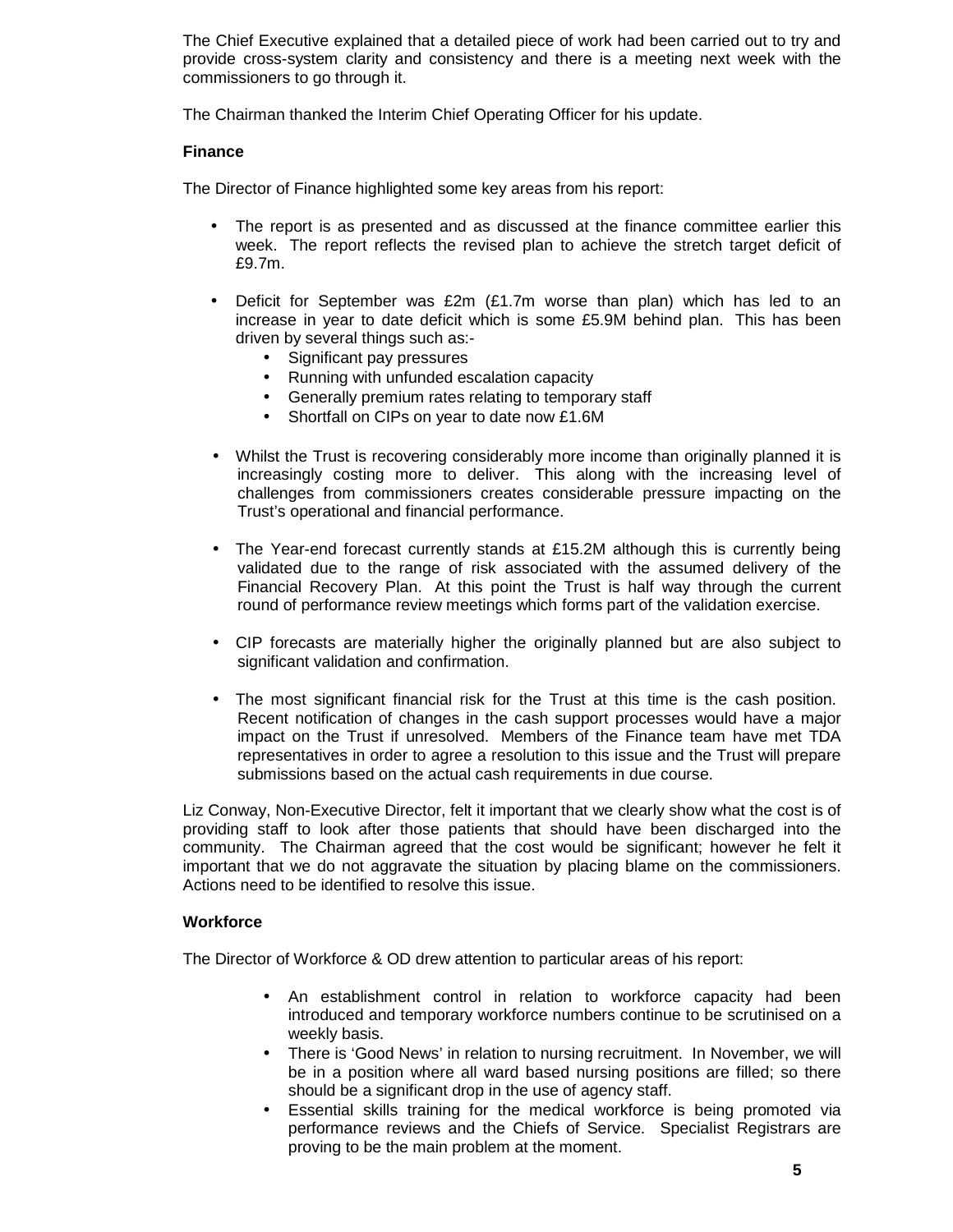The Chief Executive explained that a detailed piece of work had been carried out to try and provide cross-system clarity and consistency and there is a meeting next week with the commissioners to go through it.

The Chairman thanked the Interim Chief Operating Officer for his update.

**Finance**

The Director of Finance highlighted some key areas from his report:

- The report is as presented and as discussed at the finance committee earlier this week. The report reflects the revised plan to achieve the stretch target deficit of £9.7m.
- Deficit for September was £2m (£1.7m worse than plan) which has led to an increase in year to date deficit which is some £5.9M behind plan. This has been driven by several things such as:-
  - Significant pay pressures
  - Running with unfunded escalation capacity
  - Generally premium rates relating to temporary staff
  - Shortfall on CIPs on year to date now £1.6M
- Whilst the Trust is recovering considerably more income than originally planned it is increasingly costing more to deliver. This along with the increasing level of challenges from commissioners creates considerable pressure impacting on the Trust's operational and financial performance.
- The Year-end forecast currently stands at £15.2M although this is currently being validated due to the range of risk associated with the assumed delivery of the Financial Recovery Plan. At this point the Trust is half way through the current round of performance review meetings which forms part of the validation exercise.
- CIP forecasts are materially higher the originally planned but are also subject to significant validation and confirmation.
- The most significant financial risk for the Trust at this time is the cash position. Recent notification of changes in the cash support processes would have a major impact on the Trust if unresolved. Members of the Finance team have met TDA representatives in order to agree a resolution to this issue and the Trust will prepare submissions based on the actual cash requirements in due course.

Liz Conway, Non-Executive Director, felt it important that we clearly show what the cost is of providing staff to look after those patients that should have been discharged into the community. The Chairman agreed that the cost would be significant; however he felt it important that we do not aggravate the situation by placing blame on the commissioners. Actions need to be identified to resolve this issue.

**Workforce**

The Director of Workforce & OD drew attention to particular areas of his report:

- An establishment control in relation to workforce capacity had been introduced and temporary workforce numbers continue to be scrutinised on a weekly basis.
- There is 'Good News' in relation to nursing recruitment. In November, we will be in a position where all ward based nursing positions are filled; so there should be a significant drop in the use of agency staff.
- Essential skills training for the medical workforce is being promoted via performance reviews and the Chiefs of Service. Specialist Registrars are proving to be the main problem at the moment.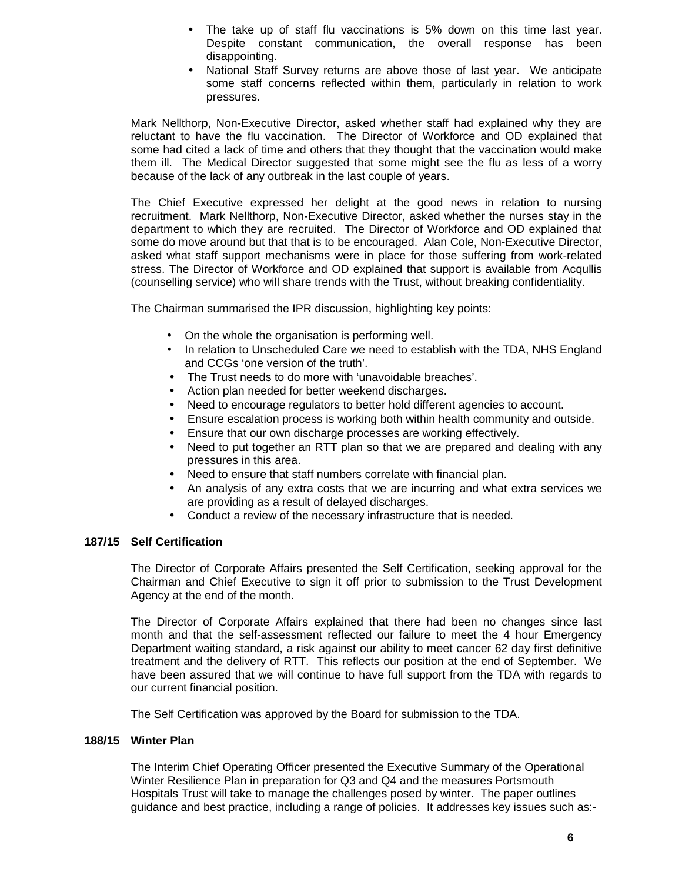- The take up of staff flu vaccinations is 5% down on this time last year. Despite constant communication, the overall response has been disappointing.
- National Staff Survey returns are above those of last year. We anticipate some staff concerns reflected within them, particularly in relation to work pressures.

Mark Nellthorp, Non-Executive Director, asked whether staff had explained why they are reluctant to have the flu vaccination. The Director of Workforce and OD explained that some had cited a lack of time and others that they thought that the vaccination would make them ill. The Medical Director suggested that some might see the flu as less of a worry because of the lack of any outbreak in the last couple of years.

The Chief Executive expressed her delight at the good news in relation to nursing recruitment. Mark Nellthorp, Non-Executive Director, asked whether the nurses stay in the department to which they are recruited. The Director of Workforce and OD explained that some do move around but that that is to be encouraged. Alan Cole, Non-Executive Director, asked what staff support mechanisms were in place for those suffering from work-related stress. The Director of Workforce and OD explained that support is available from Acqullis (counselling service) who will share trends with the Trust, without breaking confidentiality.

The Chairman summarised the IPR discussion, highlighting key points:

- On the whole the organisation is performing well.
- In relation to Unscheduled Care we need to establish with the TDA, NHS England and CCGs 'one version of the truth'.
- The Trust needs to do more with 'unavoidable breaches'.
- Action plan needed for better weekend discharges.
- Need to encourage regulators to better hold different agencies to account.
- Ensure escalation process is working both within health community and outside.
- Ensure that our own discharge processes are working effectively.
- Need to put together an RTT plan so that we are prepared and dealing with any pressures in this area.
- Need to ensure that staff numbers correlate with financial plan.
- An analysis of any extra costs that we are incurring and what extra services we are providing as a result of delayed discharges.
- Conduct a review of the necessary infrastructure that is needed.

**187/15 Self Certification**

The Director of Corporate Affairs presented the Self Certification, seeking approval for the Chairman and Chief Executive to sign it off prior to submission to the Trust Development Agency at the end of the month.

The Director of Corporate Affairs explained that there had been no changes since last month and that the self-assessment reflected our failure to meet the 4 hour Emergency Department waiting standard, a risk against our ability to meet cancer 62 day first definitive treatment and the delivery of RTT. This reflects our position at the end of September. We have been assured that we will continue to have full support from the TDA with regards to our current financial position.

The Self Certification was approved by the Board for submission to the TDA.

**188/15 Winter Plan**

The Interim Chief Operating Officer presented the Executive Summary of the Operational Winter Resilience Plan in preparation for Q3 and Q4 and the measures Portsmouth Hospitals Trust will take to manage the challenges posed by winter. The paper outlines guidance and best practice, including a range of policies. It addresses key issues such as:-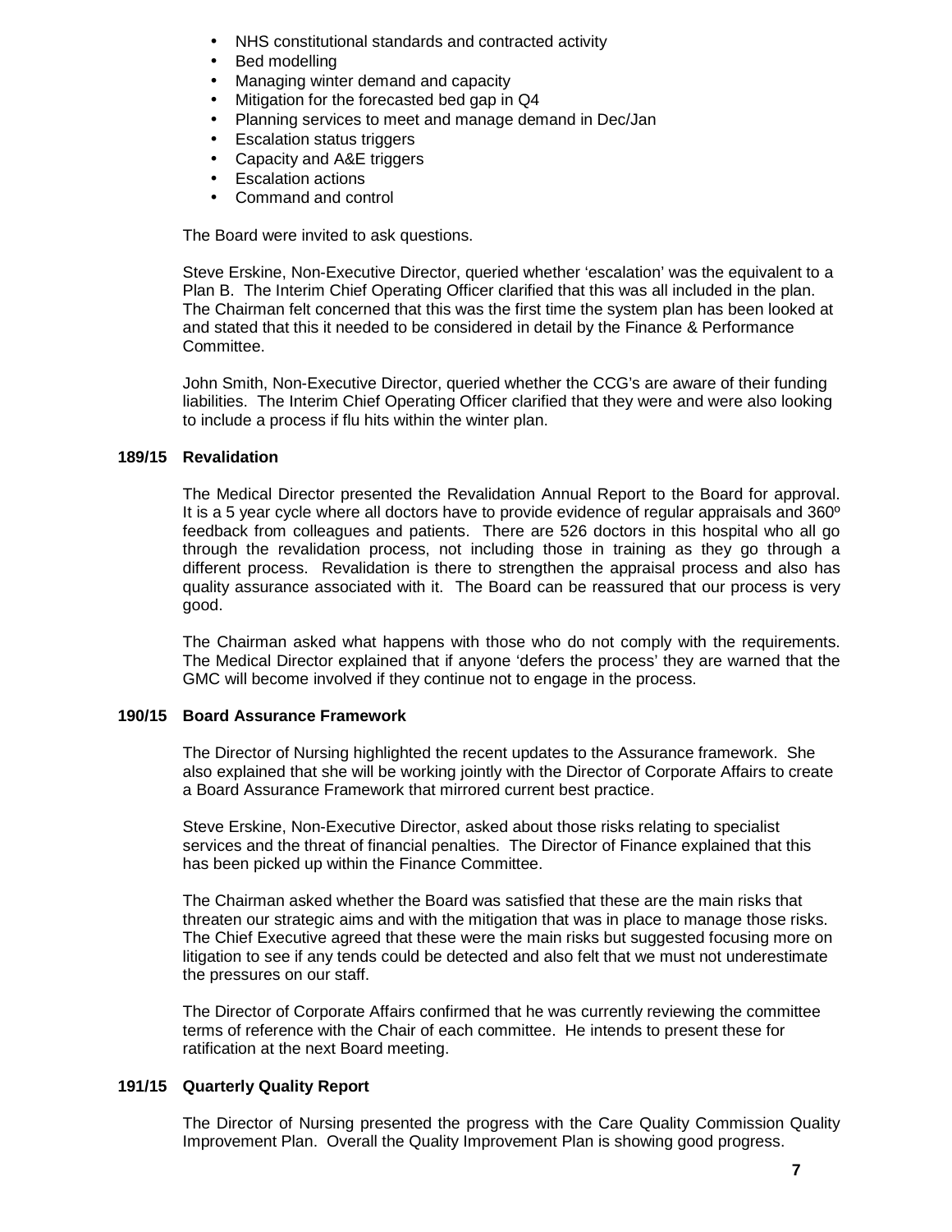- NHS constitutional standards and contracted activity
- Bed modelling
- Managing winter demand and capacity
- Mitigation for the forecasted bed gap in Q4
- Planning services to meet and manage demand in Dec/Jan
- Escalation status triggers
- Capacity and A&E triggers
- Escalation actions
- Command and control

The Board were invited to ask questions.

Steve Erskine, Non-Executive Director, queried whether 'escalation' was the equivalent to a Plan B. The Interim Chief Operating Officer clarified that this was all included in the plan. The Chairman felt concerned that this was the first time the system plan has been looked at and stated that this it needed to be considered in detail by the Finance & Performance Committee.

John Smith, Non-Executive Director, queried whether the CCG's are aware of their funding liabilities. The Interim Chief Operating Officer clarified that they were and were also looking to include a process if flu hits within the winter plan.

**189/15 Revalidation**

The Medical Director presented the Revalidation Annual Report to the Board for approval. It is a 5 year cycle where all doctors have to provide evidence of regular appraisals and 360º feedback from colleagues and patients. There are 526 doctors in this hospital who all go through the revalidation process, not including those in training as they go through a different process. Revalidation is there to strengthen the appraisal process and also has quality assurance associated with it. The Board can be reassured that our process is very good.

The Chairman asked what happens with those who do not comply with the requirements. The Medical Director explained that if anyone 'defers the process' they are warned that the GMC will become involved if they continue not to engage in the process.

**190/15 Board Assurance Framework**

The Director of Nursing highlighted the recent updates to the Assurance framework. She also explained that she will be working jointly with the Director of Corporate Affairs to create a Board Assurance Framework that mirrored current best practice.

Steve Erskine, Non-Executive Director, asked about those risks relating to specialist services and the threat of financial penalties. The Director of Finance explained that this has been picked up within the Finance Committee.

The Chairman asked whether the Board was satisfied that these are the main risks that threaten our strategic aims and with the mitigation that was in place to manage those risks. The Chief Executive agreed that these were the main risks but suggested focusing more on litigation to see if any tends could be detected and also felt that we must not underestimate the pressures on our staff.

The Director of Corporate Affairs confirmed that he was currently reviewing the committee terms of reference with the Chair of each committee. He intends to present these for ratification at the next Board meeting.

**191/15 Quarterly Quality Report**

The Director of Nursing presented the progress with the Care Quality Commission Quality Improvement Plan. Overall the Quality Improvement Plan is showing good progress.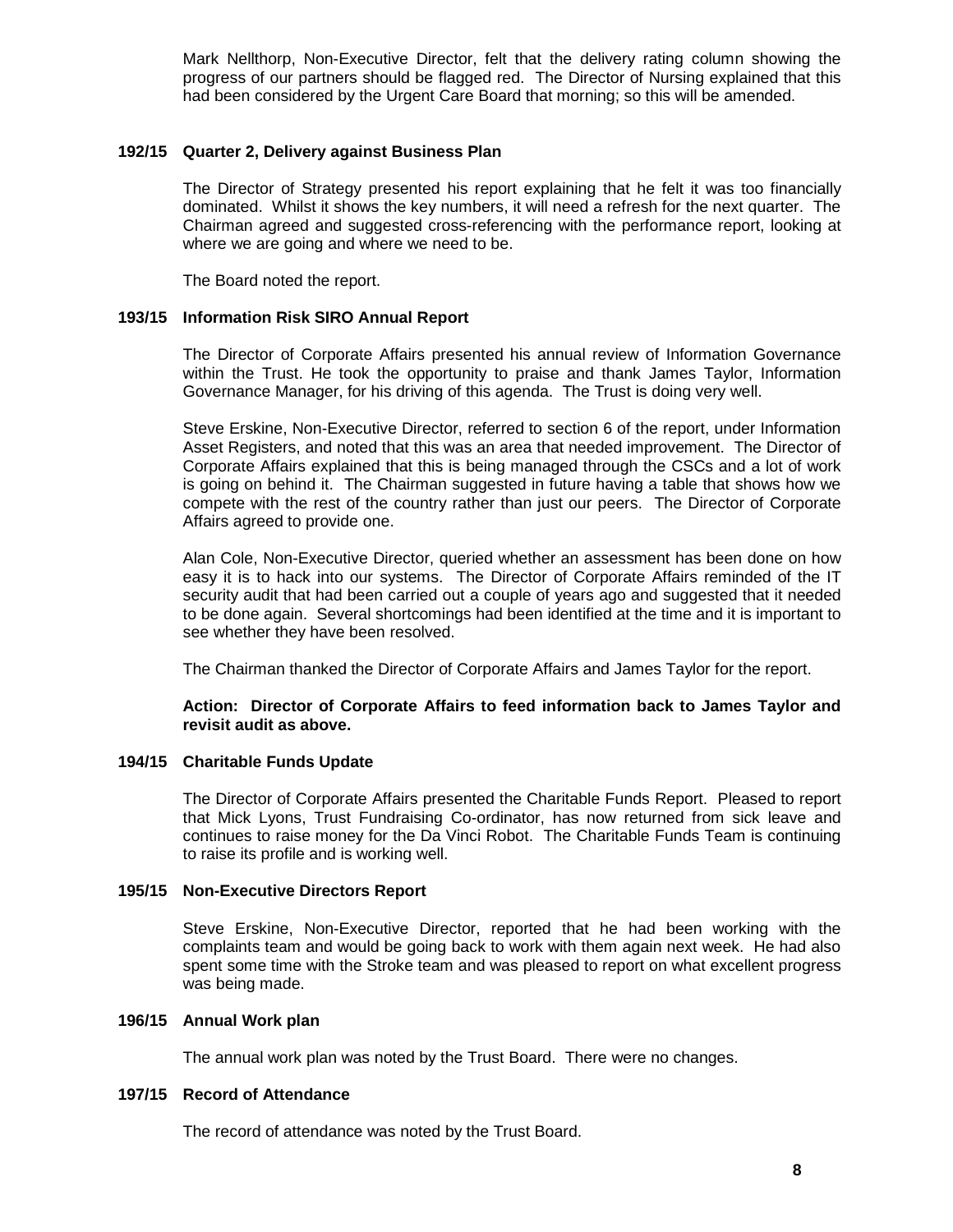Mark Nellthorp, Non-Executive Director, felt that the delivery rating column showing the progress of our partners should be flagged red. The Director of Nursing explained that this had been considered by the Urgent Care Board that morning; so this will be amended.

**192/15 Quarter 2, Delivery against Business Plan**

The Director of Strategy presented his report explaining that he felt it was too financially dominated. Whilst it shows the key numbers, it will need a refresh for the next quarter. The Chairman agreed and suggested cross-referencing with the performance report, looking at where we are going and where we need to be.

The Board noted the report.

**193/15 Information Risk SIRO Annual Report**

The Director of Corporate Affairs presented his annual review of Information Governance within the Trust. He took the opportunity to praise and thank James Taylor, Information Governance Manager, for his driving of this agenda. The Trust is doing very well.

Steve Erskine, Non-Executive Director, referred to section 6 of the report, under Information Asset Registers, and noted that this was an area that needed improvement. The Director of Corporate Affairs explained that this is being managed through the CSCs and a lot of work is going on behind it. The Chairman suggested in future having a table that shows how we compete with the rest of the country rather than just our peers. The Director of Corporate Affairs agreed to provide one.

Alan Cole, Non-Executive Director, queried whether an assessment has been done on how easy it is to hack into our systems. The Director of Corporate Affairs reminded of the IT security audit that had been carried out a couple of years ago and suggested that it needed to be done again. Several shortcomings had been identified at the time and it is important to see whether they have been resolved.

The Chairman thanked the Director of Corporate Affairs and James Taylor for the report.

**Action: Director of Corporate Affairs to feed information back to James Taylor and revisit audit as above.**

**194/15 Charitable Funds Update**

The Director of Corporate Affairs presented the Charitable Funds Report. Pleased to report that Mick Lyons, Trust Fundraising Co-ordinator, has now returned from sick leave and continues to raise money for the Da Vinci Robot. The Charitable Funds Team is continuing to raise its profile and is working well.

**195/15 Non-Executive Directors Report**

Steve Erskine, Non-Executive Director, reported that he had been working with the complaints team and would be going back to work with them again next week. He had also spent some time with the Stroke team and was pleased to report on what excellent progress was being made.

**196/15 Annual Work plan**

The annual work plan was noted by the Trust Board. There were no changes.

**197/15 Record of Attendance**

The record of attendance was noted by the Trust Board.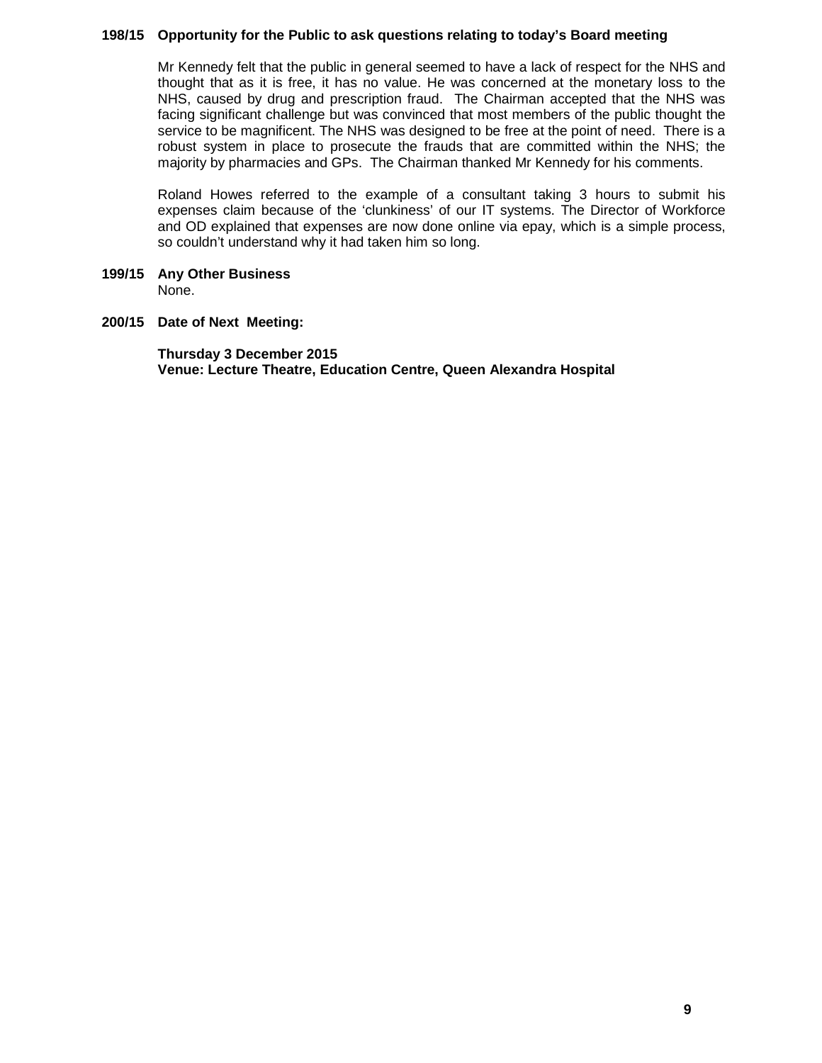**198/15 Opportunity for the Public to ask questions relating to today's Board meeting**

Mr Kennedy felt that the public in general seemed to have a lack of respect for the NHS and thought that as it is free, it has no value. He was concerned at the monetary loss to the NHS, caused by drug and prescription fraud. The Chairman accepted that the NHS was facing significant challenge but was convinced that most members of the public thought the service to be magnificent. The NHS was designed to be free at the point of need. There is a robust system in place to prosecute the frauds that are committed within the NHS; the majority by pharmacies and GPs. The Chairman thanked Mr Kennedy for his comments.

Roland Howes referred to the example of a consultant taking 3 hours to submit his expenses claim because of the 'clunkiness' of our IT systems. The Director of Workforce and OD explained that expenses are now done online via epay, which is a simple process, so couldn't understand why it had taken him so long.

**199/15 Any Other Business**

None.

**200/15 Date of Next Meeting:**

**Thursday 3 December 2015**
**Venue: Lecture Theatre, Education Centre, Queen Alexandra Hospital**